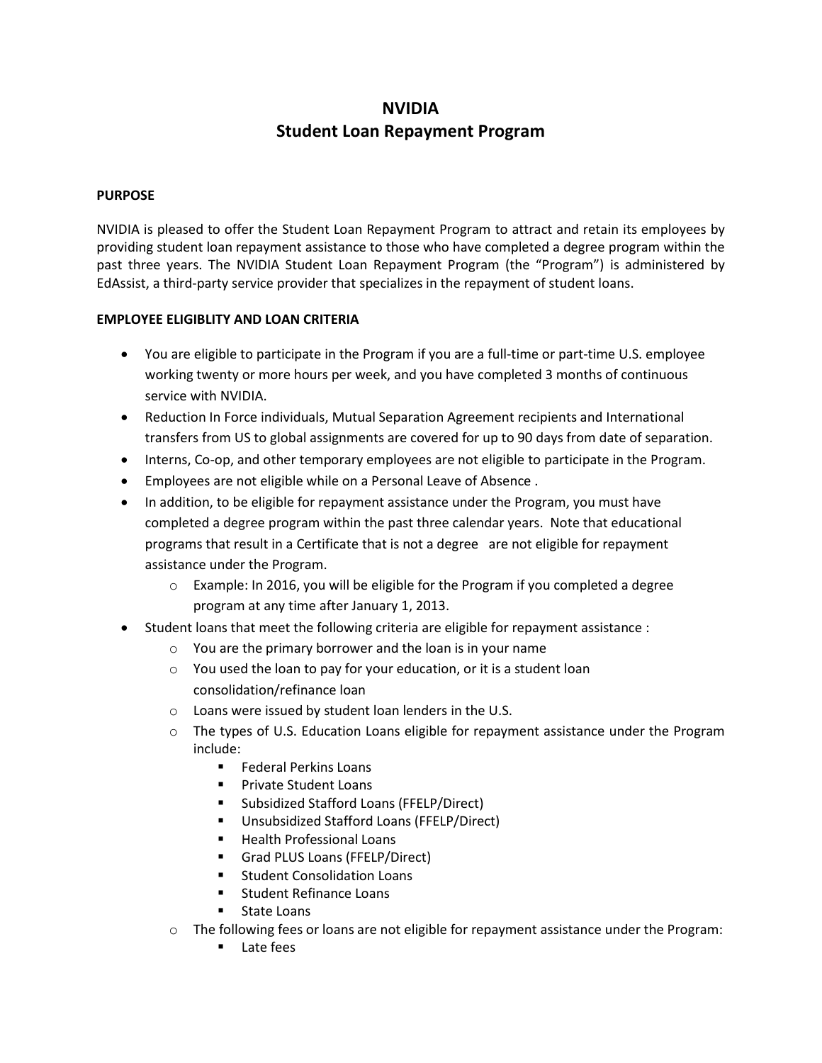# NVIDIA
# Student Loan Repayment Program

**PURPOSE**

NVIDIA is pleased to offer the Student Loan Repayment Program to attract and retain its employees by providing student loan repayment assistance to those who have completed a degree program within the past three years. The NVIDIA Student Loan Repayment Program (the "Program") is administered by EdAssist, a third-party service provider that specializes in the repayment of student loans.

**EMPLOYEE ELIGIBLITY AND LOAN CRITERIA**

- You are eligible to participate in the Program if you are a full-time or part-time U.S. employee working twenty or more hours per week, and you have completed 3 months of continuous service with NVIDIA.
- Reduction In Force individuals, Mutual Separation Agreement recipients and International transfers from US to global assignments are covered for up to 90 days from date of separation.
- Interns, Co-op, and other temporary employees are not eligible to participate in the Program.
- Employees are not eligible while on a Personal Leave of Absence .
- In addition, to be eligible for repayment assistance under the Program, you must have completed a degree program within the past three calendar years. Note that educational programs that result in a Certificate that is not a degree are not eligible for repayment assistance under the Program.
  - Example: In 2016, you will be eligible for the Program if you completed a degree program at any time after January 1, 2013.
- Student loans that meet the following criteria are eligible for repayment assistance :
  - You are the primary borrower and the loan is in your name
  - You used the loan to pay for your education, or it is a student loan consolidation/refinance loan
  - Loans were issued by student loan lenders in the U.S.
  - The types of U.S. Education Loans eligible for repayment assistance under the Program include:
    - Federal Perkins Loans
    - Private Student Loans
    - Subsidized Stafford Loans (FFELP/Direct)
    - Unsubsidized Stafford Loans (FFELP/Direct)
    - Health Professional Loans
    - Grad PLUS Loans (FFELP/Direct)
    - Student Consolidation Loans
    - Student Refinance Loans
    - State Loans
  - The following fees or loans are not eligible for repayment assistance under the Program:
    - Late fees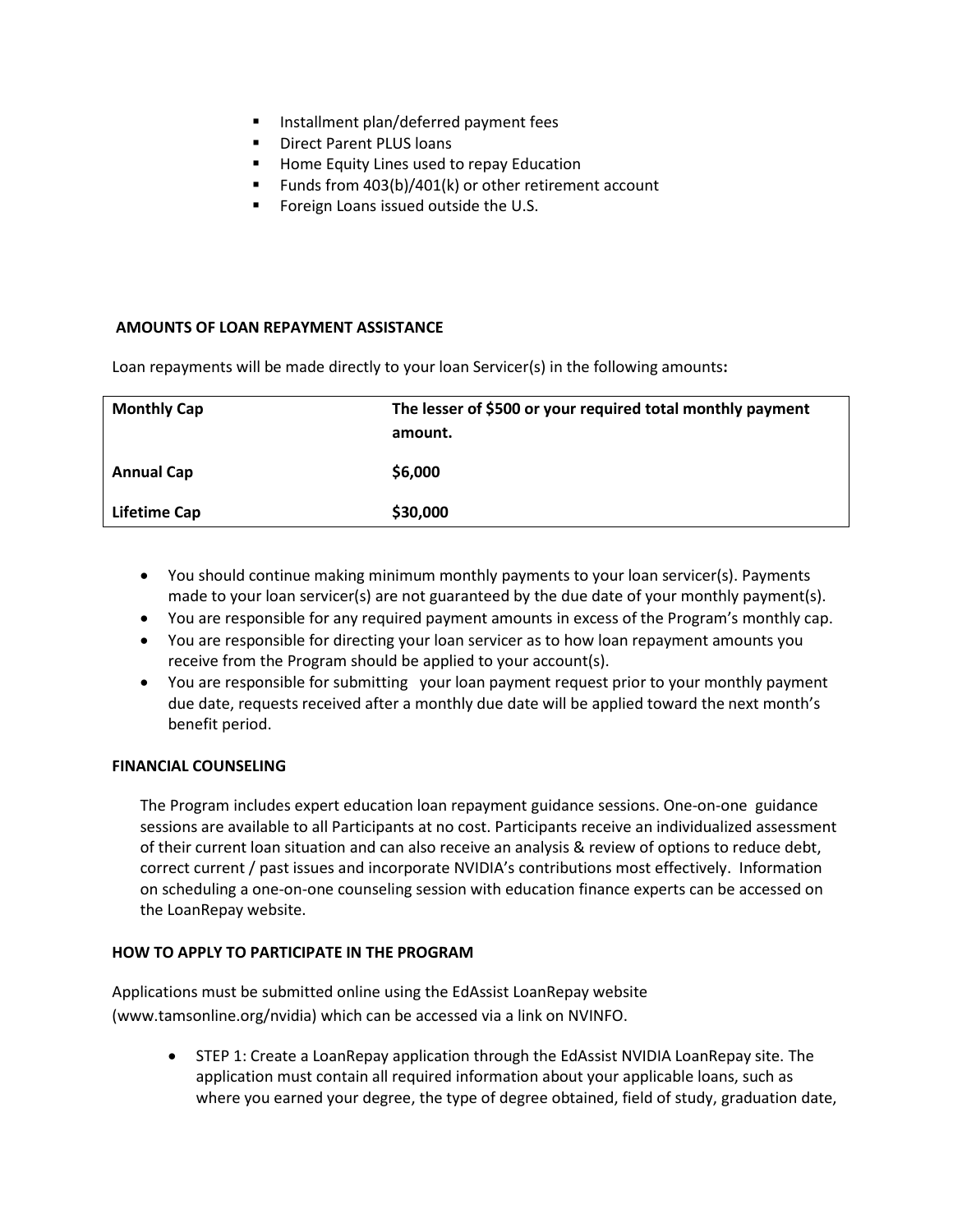- Installment plan/deferred payment fees
- Direct Parent PLUS loans
- Home Equity Lines used to repay Education
- Funds from 403(b)/401(k) or other retirement account
- Foreign Loans issued outside the U.S.

**AMOUNTS OF LOAN REPAYMENT ASSISTANCE**

Loan repayments will be made directly to your loan Servicer(s) in the following amounts**:**

| **Monthly Cap** | **The lesser of $500 or your required total monthly payment amount.** |
|---|---|
| **Annual Cap** | **$6,000** |
| **Lifetime Cap** | **$30,000** |

- You should continue making minimum monthly payments to your loan servicer(s). Payments made to your loan servicer(s) are not guaranteed by the due date of your monthly payment(s).
- You are responsible for any required payment amounts in excess of the Program's monthly cap.
- You are responsible for directing your loan servicer as to how loan repayment amounts you receive from the Program should be applied to your account(s).
- You are responsible for submitting your loan payment request prior to your monthly payment due date, requests received after a monthly due date will be applied toward the next month's benefit period.

**FINANCIAL COUNSELING**

The Program includes expert education loan repayment guidance sessions. One-on-one guidance sessions are available to all Participants at no cost. Participants receive an individualized assessment of their current loan situation and can also receive an analysis & review of options to reduce debt, correct current / past issues and incorporate NVIDIA's contributions most effectively. Information on scheduling a one-on-one counseling session with education finance experts can be accessed on the LoanRepay website.

**HOW TO APPLY TO PARTICIPATE IN THE PROGRAM**

Applications must be submitted online using the EdAssist LoanRepay website (www.tamsonline.org/nvidia) which can be accessed via a link on NVINFO.

- STEP 1: Create a LoanRepay application through the EdAssist NVIDIA LoanRepay site. The application must contain all required information about your applicable loans, such as where you earned your degree, the type of degree obtained, field of study, graduation date,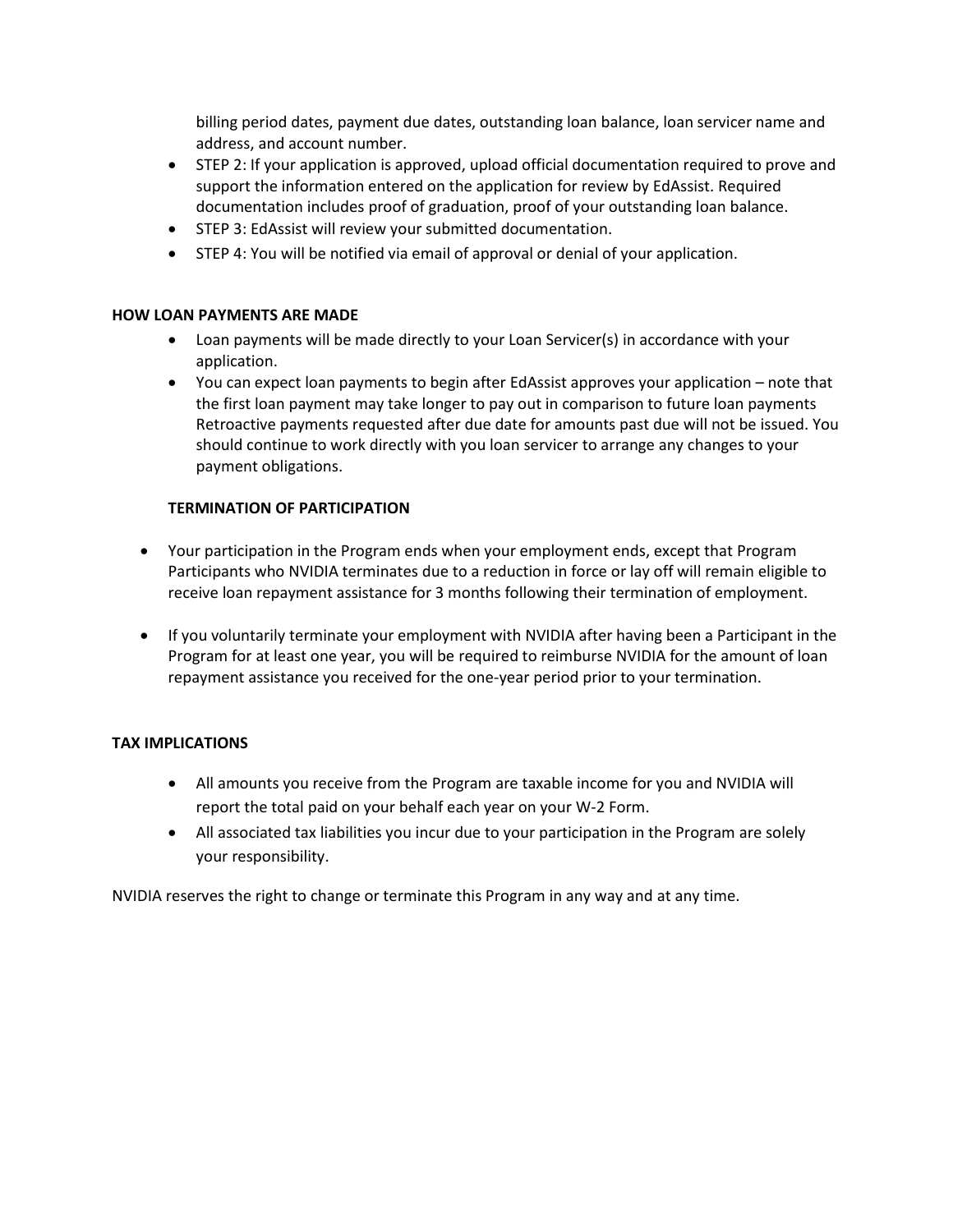billing period dates, payment due dates, outstanding loan balance, loan servicer name and address, and account number.

- STEP 2: If your application is approved, upload official documentation required to prove and support the information entered on the application for review by EdAssist. Required documentation includes proof of graduation, proof of your outstanding loan balance.
- STEP 3: EdAssist will review your submitted documentation.
- STEP 4: You will be notified via email of approval or denial of your application.

**HOW LOAN PAYMENTS ARE MADE**

- Loan payments will be made directly to your Loan Servicer(s) in accordance with your application.
- You can expect loan payments to begin after EdAssist approves your application – note that the first loan payment may take longer to pay out in comparison to future loan payments Retroactive payments requested after due date for amounts past due will not be issued. You should continue to work directly with you loan servicer to arrange any changes to your payment obligations.

**TERMINATION OF PARTICIPATION**

- Your participation in the Program ends when your employment ends, except that Program Participants who NVIDIA terminates due to a reduction in force or lay off will remain eligible to receive loan repayment assistance for 3 months following their termination of employment.
- If you voluntarily terminate your employment with NVIDIA after having been a Participant in the Program for at least one year, you will be required to reimburse NVIDIA for the amount of loan repayment assistance you received for the one-year period prior to your termination.

**TAX IMPLICATIONS**

- All amounts you receive from the Program are taxable income for you and NVIDIA will report the total paid on your behalf each year on your W-2 Form.
- All associated tax liabilities you incur due to your participation in the Program are solely your responsibility.

NVIDIA reserves the right to change or terminate this Program in any way and at any time.